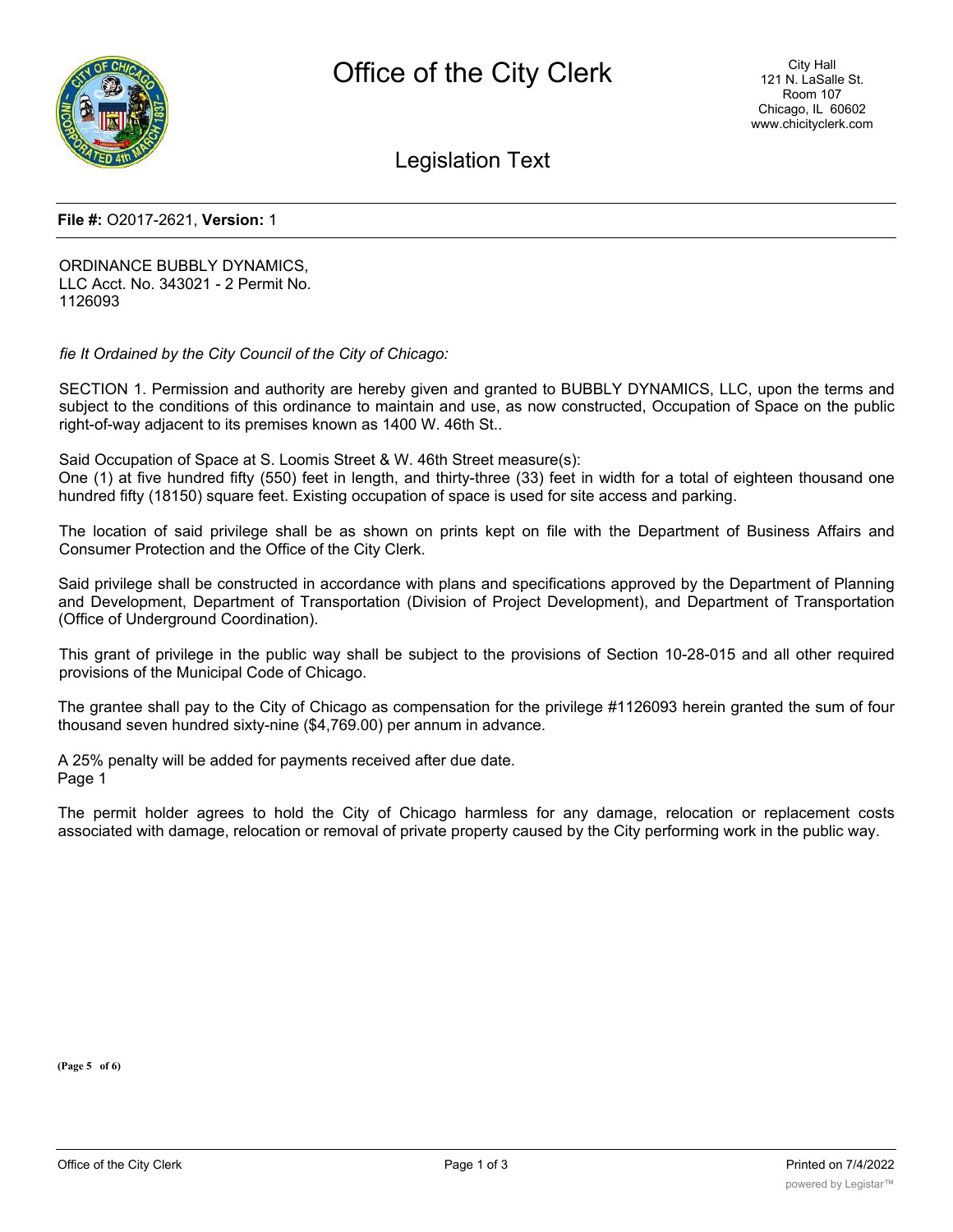# Office of the City Clerk

## Legislation Text

**File #:** O2017-2621, **Version:** 1

ORDINANCE BUBBLY DYNAMICS, LLC Acct. No. 343021 - 2 Permit No. 1126093

*fie It Ordained by the City Council of the City of Chicago:*

SECTION 1. Permission and authority are hereby given and granted to BUBBLY DYNAMICS, LLC, upon the terms and subject to the conditions of this ordinance to maintain and use, as now constructed, Occupation of Space on the public right-of-way adjacent to its premises known as 1400 W. 46th St..

Said Occupation of Space at S. Loomis Street & W. 46th Street measure(s):
One (1) at five hundred fifty (550) feet in length, and thirty-three (33) feet in width for a total of eighteen thousand one hundred fifty (18150) square feet. Existing occupation of space is used for site access and parking.

The location of said privilege shall be as shown on prints kept on file with the Department of Business Affairs and Consumer Protection and the Office of the City Clerk.

Said privilege shall be constructed in accordance with plans and specifications approved by the Department of Planning and Development, Department of Transportation (Division of Project Development), and Department of Transportation (Office of Underground Coordination).

This grant of privilege in the public way shall be subject to the provisions of Section 10-28-015 and all other required provisions of the Municipal Code of Chicago.

The grantee shall pay to the City of Chicago as compensation for the privilege #1126093 herein granted the sum of four thousand seven hundred sixty-nine ($4,769.00) per annum in advance.

A 25% penalty will be added for payments received after due date.
Page 1

The permit holder agrees to hold the City of Chicago harmless for any damage, relocation or replacement costs associated with damage, relocation or removal of private property caused by the City performing work in the public way.

**(Page 5 of 6)**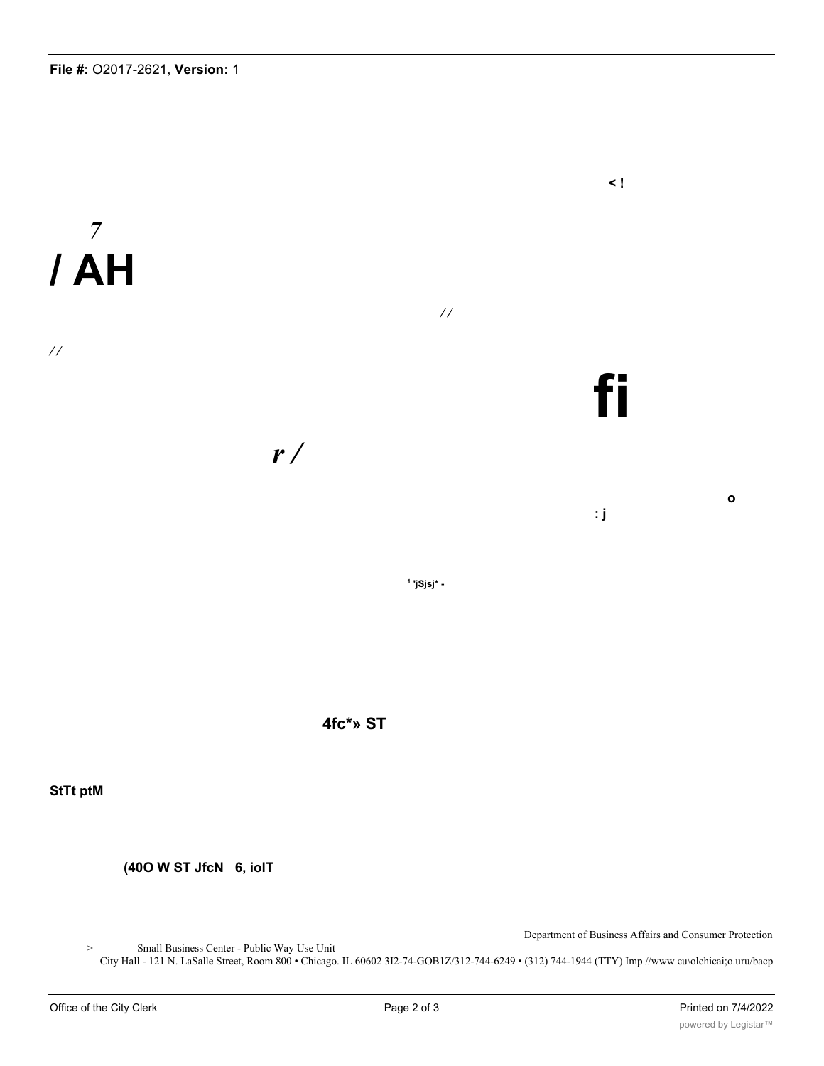< !

7

/ AH

//

//

fi

r /

o

: j

1 'jSjsj* -

4fc*» ST

StTt ptM

(40O W ST JfcN 6, iolT

Department of Business Affairs and Consumer Protection

> Small Business Center - Public Way Use Unit

City Hall - 121 N. LaSalle Street, Room 800 • Chicago. IL 60602 3I2-74-GOB1Z/312-744-6249 • (312) 744-1944 (TTY) Imp //www cu\olchicai;o.uru/bacp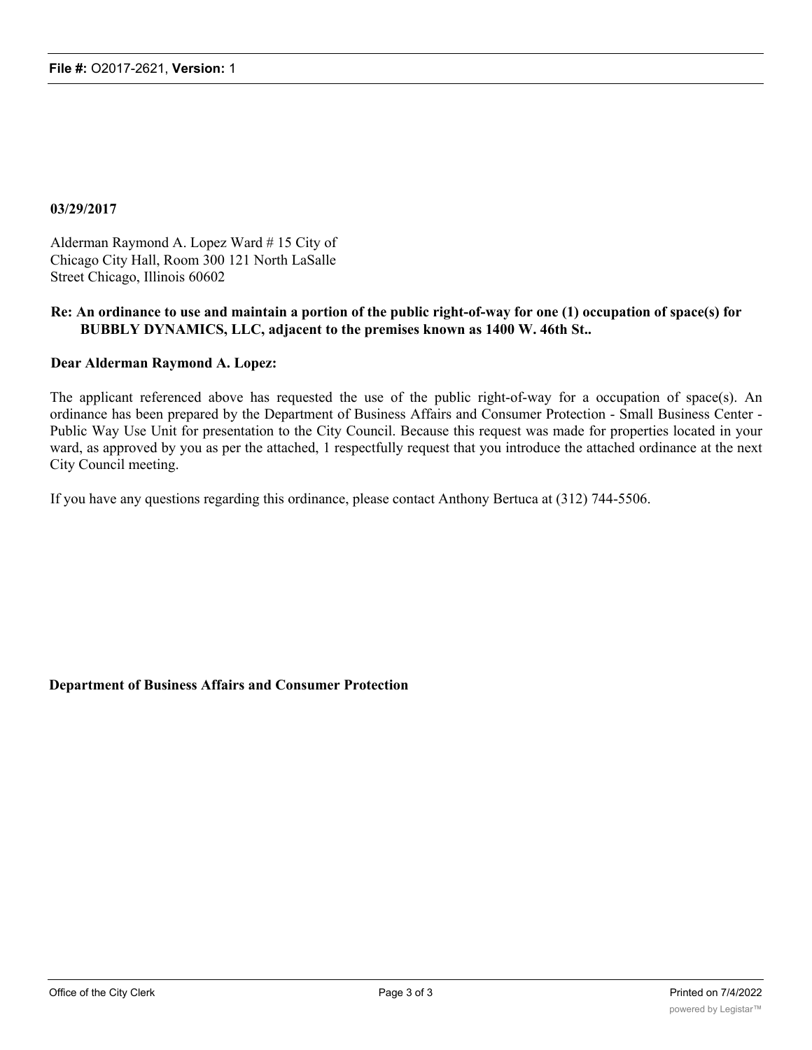**03/29/2017**

Alderman Raymond A. Lopez Ward # 15 City of Chicago City Hall, Room 300 121 North LaSalle Street Chicago, Illinois 60602

**Re: An ordinance to use and maintain a portion of the public right-of-way for one (1) occupation of space(s) for BUBBLY DYNAMICS, LLC, adjacent to the premises known as 1400 W. 46th St..**

**Dear Alderman Raymond A. Lopez:**

The applicant referenced above has requested the use of the public right-of-way for a occupation of space(s). An ordinance has been prepared by the Department of Business Affairs and Consumer Protection - Small Business Center - Public Way Use Unit for presentation to the City Council. Because this request was made for properties located in your ward, as approved by you as per the attached, 1 respectfully request that you introduce the attached ordinance at the next City Council meeting.

If you have any questions regarding this ordinance, please contact Anthony Bertuca at (312) 744-5506.

**Department of Business Affairs and Consumer Protection**